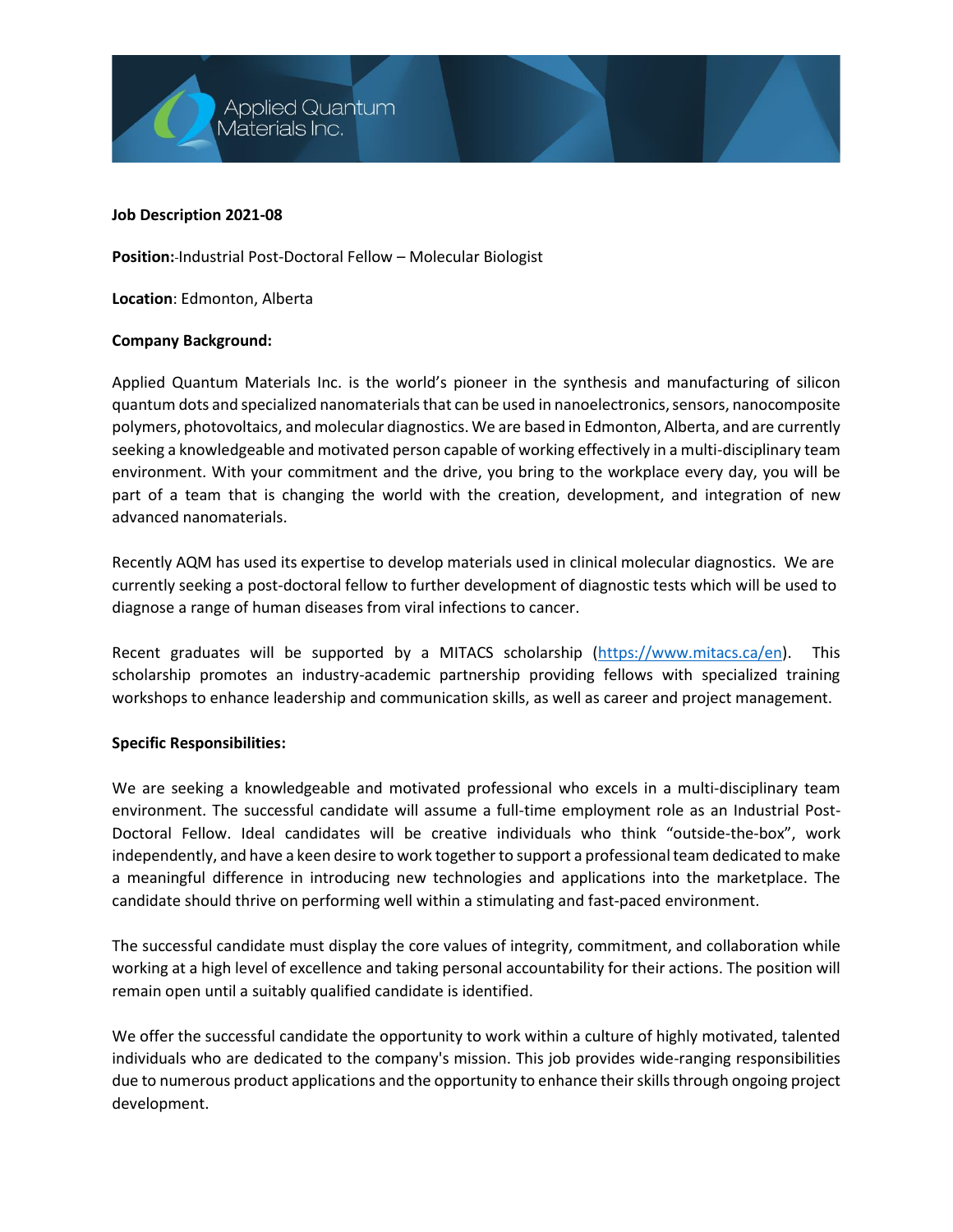**Job Description 2021-08**

**Position:**-Industrial Post-Doctoral Fellow – Molecular Biologist

**Location**: Edmonton, Alberta

**Company Background:**

Applied Quantum Materials Inc. is the world's pioneer in the synthesis and manufacturing of silicon quantum dots and specialized nanomaterials that can be used in nanoelectronics, sensors, nanocomposite polymers, photovoltaics, and molecular diagnostics. We are based in Edmonton, Alberta, and are currently seeking a knowledgeable and motivated person capable of working effectively in a multi-disciplinary team environment. With your commitment and the drive, you bring to the workplace every day, you will be part of a team that is changing the world with the creation, development, and integration of new advanced nanomaterials.

Recently AQM has used its expertise to develop materials used in clinical molecular diagnostics. We are currently seeking a post-doctoral fellow to further development of diagnostic tests which will be used to diagnose a range of human diseases from viral infections to cancer.

Recent graduates will be supported by a MITACS scholarship (https://www.mitacs.ca/en). This scholarship promotes an industry-academic partnership providing fellows with specialized training workshops to enhance leadership and communication skills, as well as career and project management.

**Specific Responsibilities:**

We are seeking a knowledgeable and motivated professional who excels in a multi-disciplinary team environment. The successful candidate will assume a full-time employment role as an Industrial Post-Doctoral Fellow. Ideal candidates will be creative individuals who think "outside-the-box", work independently, and have a keen desire to work together to support a professional team dedicated to make a meaningful difference in introducing new technologies and applications into the marketplace. The candidate should thrive on performing well within a stimulating and fast-paced environment.

The successful candidate must display the core values of integrity, commitment, and collaboration while working at a high level of excellence and taking personal accountability for their actions. The position will remain open until a suitably qualified candidate is identified.

We offer the successful candidate the opportunity to work within a culture of highly motivated, talented individuals who are dedicated to the company's mission. This job provides wide-ranging responsibilities due to numerous product applications and the opportunity to enhance their skills through ongoing project development.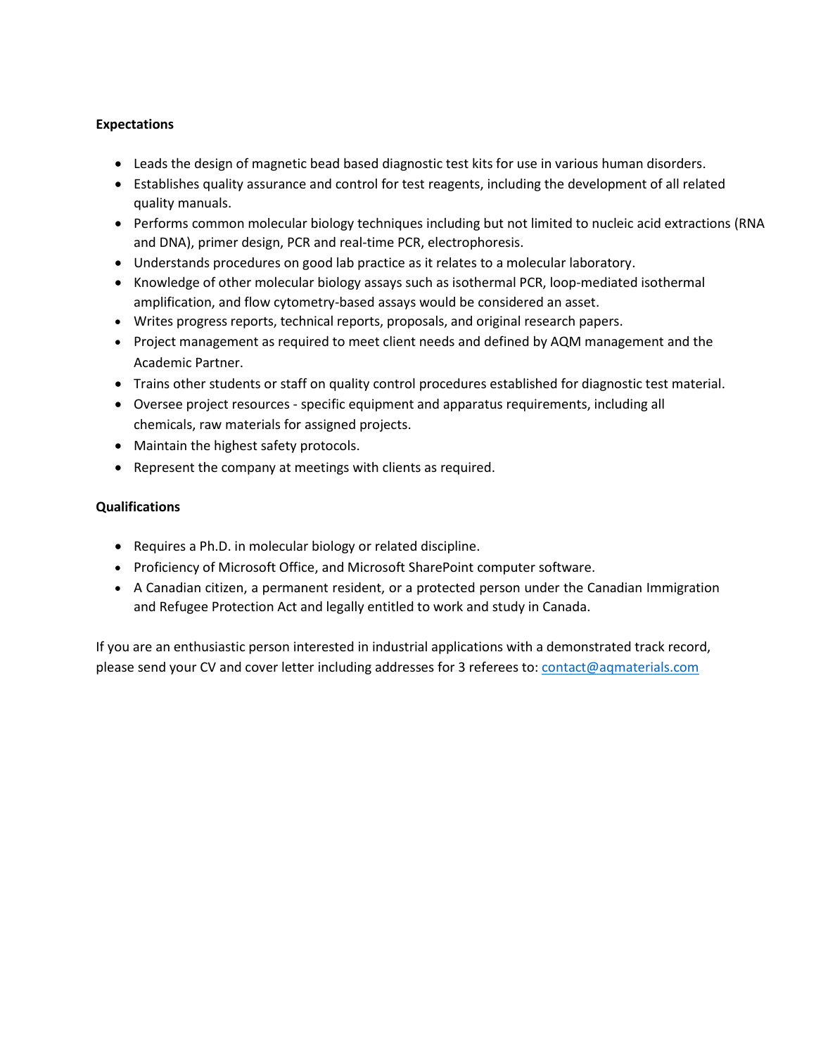**Expectations**

- Leads the design of magnetic bead based diagnostic test kits for use in various human disorders.
- Establishes quality assurance and control for test reagents, including the development of all related quality manuals.
- Performs common molecular biology techniques including but not limited to nucleic acid extractions (RNA and DNA), primer design, PCR and real-time PCR, electrophoresis.
- Understands procedures on good lab practice as it relates to a molecular laboratory.
- Knowledge of other molecular biology assays such as isothermal PCR, loop-mediated isothermal amplification, and flow cytometry-based assays would be considered an asset.
- Writes progress reports, technical reports, proposals, and original research papers.
- Project management as required to meet client needs and defined by AQM management and the Academic Partner.
- Trains other students or staff on quality control procedures established for diagnostic test material.
- Oversee project resources - specific equipment and apparatus requirements, including all chemicals, raw materials for assigned projects.
- Maintain the highest safety protocols.
- Represent the company at meetings with clients as required.

**Qualifications**

- Requires a Ph.D. in molecular biology or related discipline.
- Proficiency of Microsoft Office, and Microsoft SharePoint computer software.
- A Canadian citizen, a permanent resident, or a protected person under the Canadian Immigration and Refugee Protection Act and legally entitled to work and study in Canada.

If you are an enthusiastic person interested in industrial applications with a demonstrated track record, please send your CV and cover letter including addresses for 3 referees to: contact@aqmaterials.com